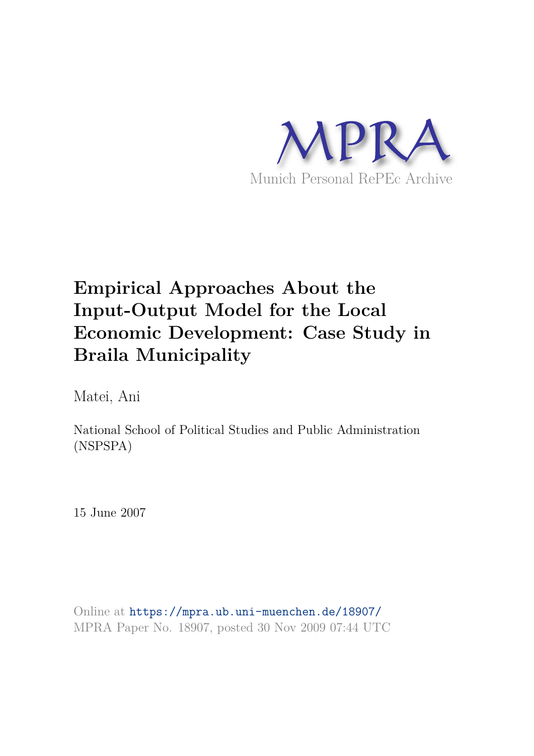MPRA

Munich Personal RePEc Archive

# Empirical Approaches About the Input-Output Model for the Local Economic Development: Case Study in Braila Municipality

Matei, Ani

National School of Political Studies and Public Administration (NSPSPA)

15 June 2007

Online at https://mpra.ub.uni-muenchen.de/18907/
MPRA Paper No. 18907, posted 30 Nov 2009 07:44 UTC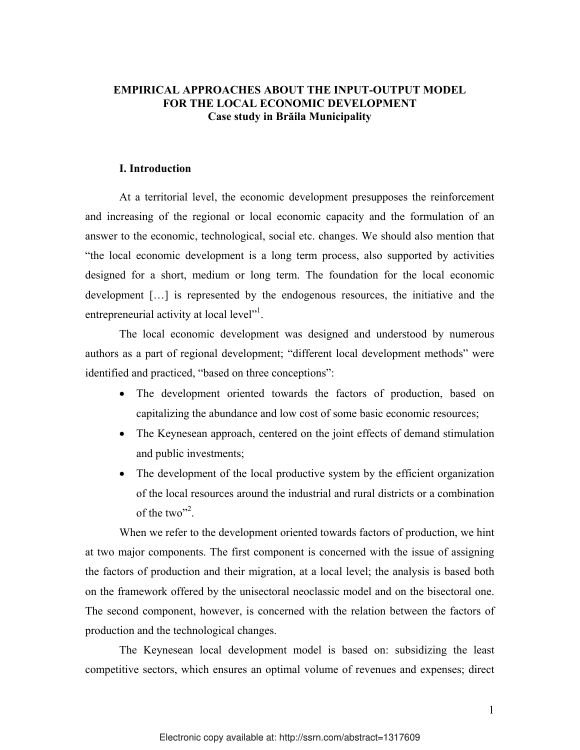**EMPIRICAL APPROACHES ABOUT THE INPUT-OUTPUT MODEL FOR THE LOCAL ECONOMIC DEVELOPMENT**
**Case study in Brăila Municipality**

## I. Introduction

At a territorial level, the economic development presupposes the reinforcement and increasing of the regional or local economic capacity and the formulation of an answer to the economic, technological, social etc. changes. We should also mention that "the local economic development is a long term process, also supported by activities designed for a short, medium or long term. The foundation for the local economic development […] is represented by the endogenous resources, the initiative and the entrepreneurial activity at local level"[1].

The local economic development was designed and understood by numerous authors as a part of regional development; "different local development methods" were identified and practiced, "based on three conceptions":

- The development oriented towards the factors of production, based on capitalizing the abundance and low cost of some basic economic resources;
- The Keynesean approach, centered on the joint effects of demand stimulation and public investments;
- The development of the local productive system by the efficient organization of the local resources around the industrial and rural districts or a combination of the two"[2].

When we refer to the development oriented towards factors of production, we hint at two major components. The first component is concerned with the issue of assigning the factors of production and their migration, at a local level; the analysis is based both on the framework offered by the unisectoral neoclassic model and on the bisectoral one. The second component, however, is concerned with the relation between the factors of production and the technological changes.

The Keynesean local development model is based on: subsidizing the least competitive sectors, which ensures an optimal volume of revenues and expenses; direct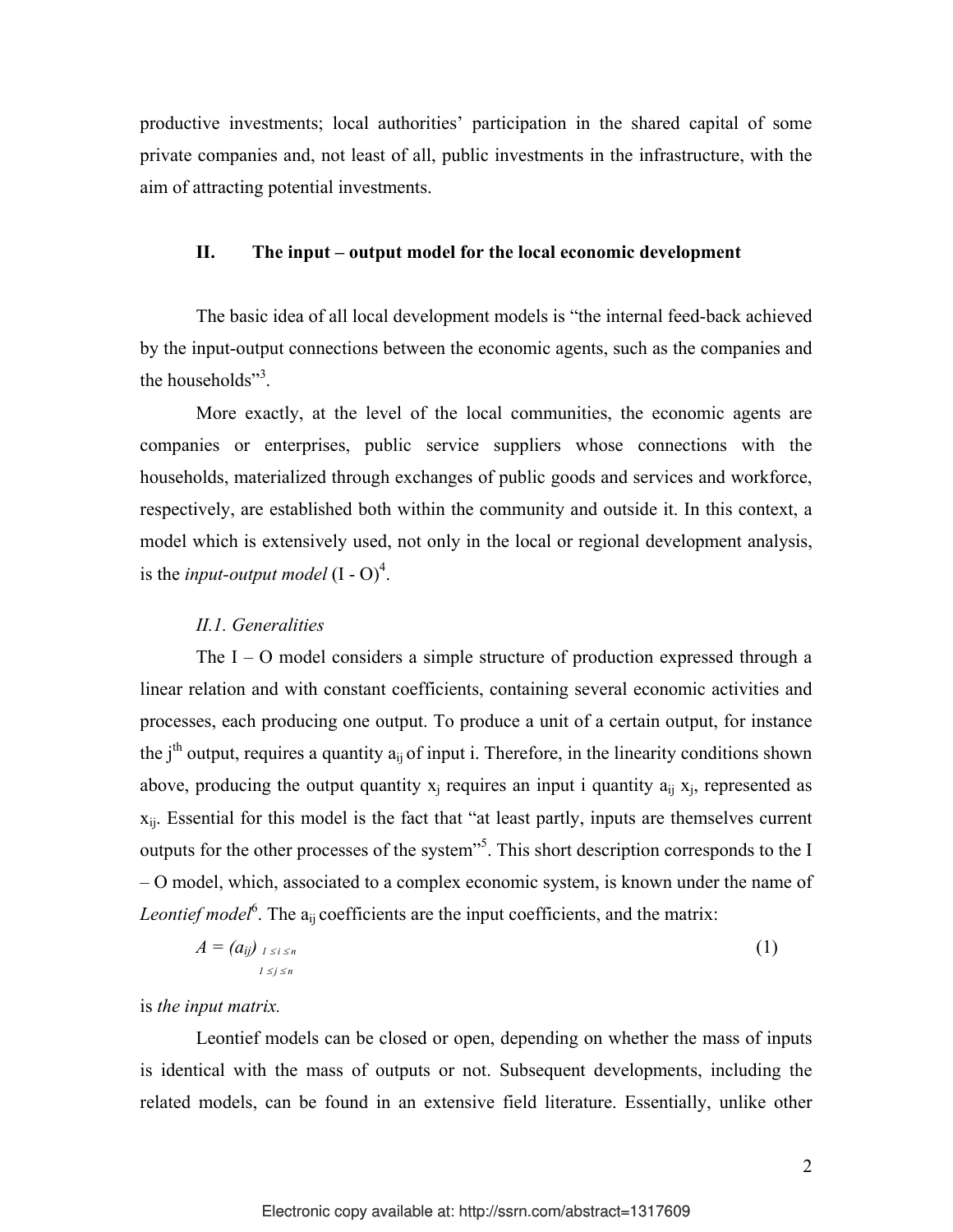productive investments; local authorities' participation in the shared capital of some private companies and, not least of all, public investments in the infrastructure, with the aim of attracting potential investments.

## II. The input – output model for the local economic development

The basic idea of all local development models is "the internal feed-back achieved by the input-output connections between the economic agents, such as the companies and the households"[3].

More exactly, at the level of the local communities, the economic agents are companies or enterprises, public service suppliers whose connections with the households, materialized through exchanges of public goods and services and workforce, respectively, are established both within the community and outside it. In this context, a model which is extensively used, not only in the local or regional development analysis, is the *input-output model* (I - O)[4].

### *II.1. Generalities*

The I – O model considers a simple structure of production expressed through a linear relation and with constant coefficients, containing several economic activities and processes, each producing one output. To produce a unit of a certain output, for instance the $j^{th}$ output, requires a quantity $a_{ij}$ of input i. Therefore, in the linearity conditions shown above, producing the output quantity $x_j$ requires an input i quantity $a_{ij}\, x_j$, represented as $x_{ij}$. Essential for this model is the fact that "at least partly, inputs are themselves current outputs for the other processes of the system"[5]. This short description corresponds to the I – O model, which, associated to a complex economic system, is known under the name of *Leontief model*[6]. The $a_{ij}$ coefficients are the input coefficients, and the matrix:

$$A = (a_{ij})_{\substack{1 \le i \le n \\ 1 \le j \le n}} \tag{1}$$

is *the input matrix.*

Leontief models can be closed or open, depending on whether the mass of inputs is identical with the mass of outputs or not. Subsequent developments, including the related models, can be found in an extensive field literature. Essentially, unlike other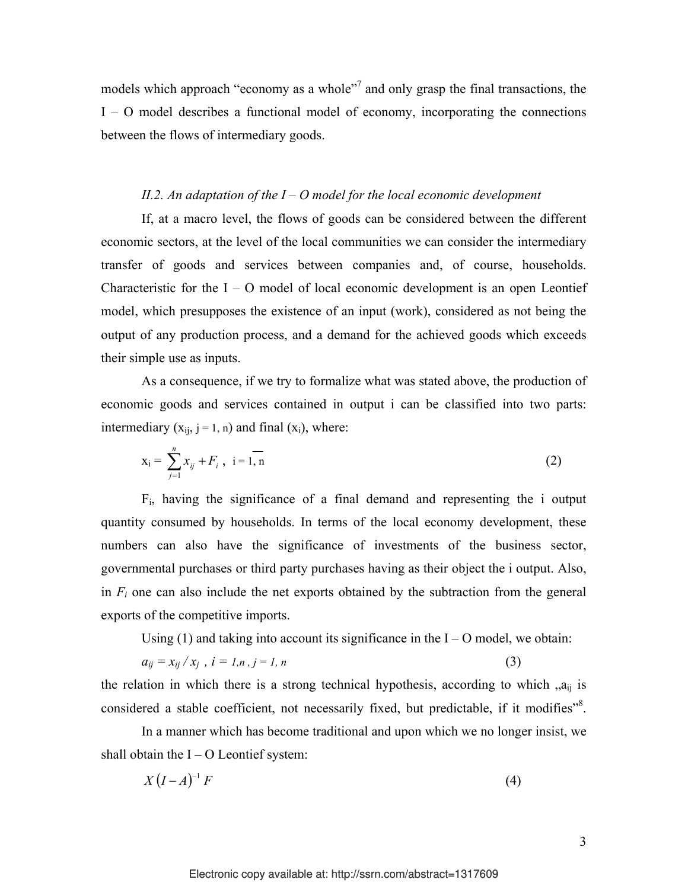models which approach "economy as a whole"[7] and only grasp the final transactions, the I – O model describes a functional model of economy, incorporating the connections between the flows of intermediary goods.

### *II.2. An adaptation of the I – O model for the local economic development*

If, at a macro level, the flows of goods can be considered between the different economic sectors, at the level of the local communities we can consider the intermediary transfer of goods and services between companies and, of course, households. Characteristic for the I – O model of local economic development is an open Leontief model, which presupposes the existence of an input (work), considered as not being the output of any production process, and a demand for the achieved goods which exceeds their simple use as inputs.

As a consequence, if we try to formalize what was stated above, the production of economic goods and services contained in output i can be classified into two parts: intermediary ($x_{ij}$, $j = 1, n$) and final ($x_i$), where:

$$x_i = \sum_{j=1}^{n} x_{ij} + F_i \,, \quad i = \overline{1, n} \tag{2}$$

$F_i$, having the significance of a final demand and representing the i output quantity consumed by households. In terms of the local economy development, these numbers can also have the significance of investments of the business sector, governmental purchases or third party purchases having as their object the i output. Also, in $F_i$ one can also include the net exports obtained by the subtraction from the general exports of the competitive imports.

Using (1) and taking into account its significance in the I – O model, we obtain:

$$a_{ij} = x_{ij} / x_j \,, \; i = 1{,}n \,, \; j = 1, n \tag{3}$$

the relation in which there is a strong technical hypothesis, according to which „$a_{ij}$ is considered a stable coefficient, not necessarily fixed, but predictable, if it modifies"[8].

In a manner which has become traditional and upon which we no longer insist, we shall obtain the I – O Leontief system:

$$X\left(I - A\right)^{-1} F \tag{4}$$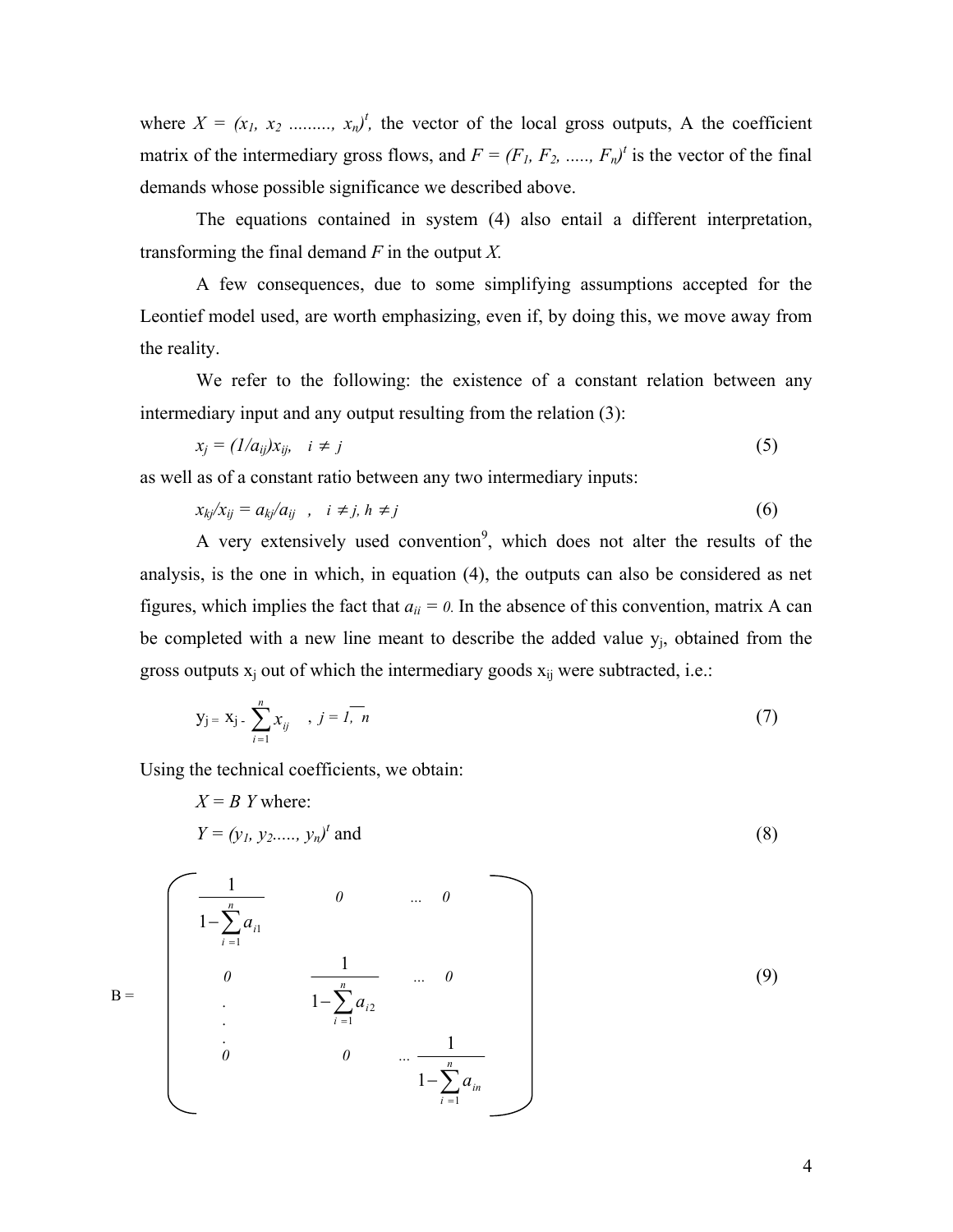where $X = (x_1, x_2 ........., x_n)^t$, the vector of the local gross outputs, A the coefficient matrix of the intermediary gross flows, and $F = (F_1, F_2, ....., F_n)^t$ is the vector of the final demands whose possible significance we described above.

The equations contained in system (4) also entail a different interpretation, transforming the final demand $F$ in the output $X$.

A few consequences, due to some simplifying assumptions accepted for the Leontief model used, are worth emphasizing, even if, by doing this, we move away from the reality.

We refer to the following: the existence of a constant relation between any intermediary input and any output resulting from the relation (3):

$$x_j = (1/a_{ij})x_{ij}, \quad i \neq j \tag{5}$$

as well as of a constant ratio between any two intermediary inputs:

$$x_{kj}/x_{ij} = a_{kj}/a_{ij} \quad , \quad i \neq j,\ h \neq j \tag{6}$$

A very extensively used convention[9], which does not alter the results of the analysis, is the one in which, in equation (4), the outputs can also be considered as net figures, which implies the fact that $a_{ii} = 0$. In the absence of this convention, matrix A can be completed with a new line meant to describe the added value $y_j$, obtained from the gross outputs $x_j$ out of which the intermediary goods $x_{ij}$ were subtracted, i.e.:

$$y_j = x_j - \sum_{i=1}^{n} x_{ij} \quad , \ j = \overline{1, n} \tag{7}$$

Using the technical coefficients, we obtain:

$$X = B\ Y \text{ where:}$$

$$Y = (y_1, y_2....., y_n)^t \text{ and} \tag{8}$$

$$B = \begin{pmatrix} \dfrac{1}{1-\sum\limits_{i=1}^{n} a_{i1}} & 0 & \dots & 0 \\ 0 & \dfrac{1}{1-\sum\limits_{i=1}^{n} a_{i2}} & \dots & 0 \\ \vdots & & & \\ 0 & 0 & \dots & \dfrac{1}{1-\sum\limits_{i=1}^{n} a_{in}} \end{pmatrix} \tag{9}$$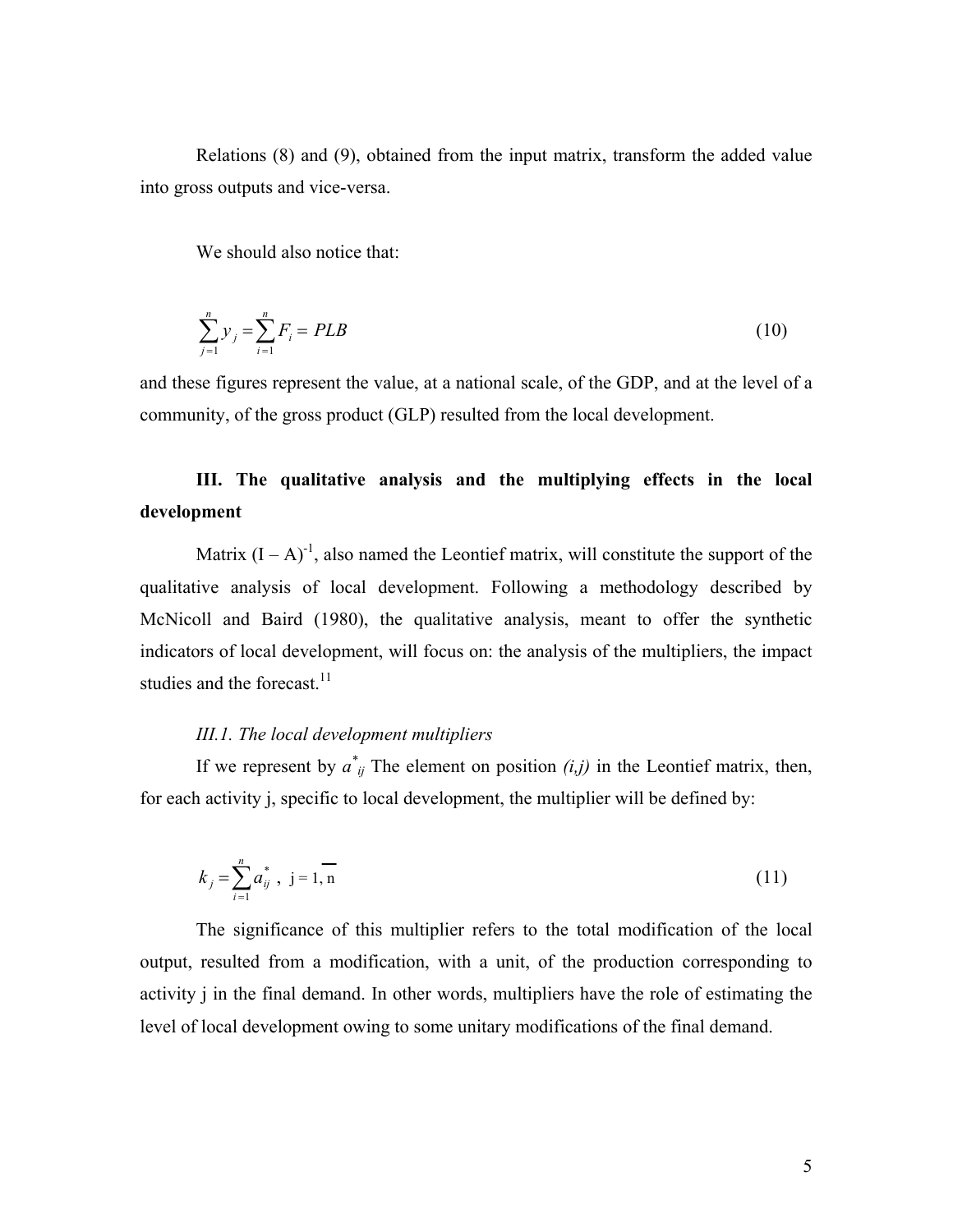Relations (8) and (9), obtained from the input matrix, transform the added value into gross outputs and vice-versa.

We should also notice that:

$$\sum_{j=1}^{n} y_j = \sum_{i=1}^{n} F_i = PLB \tag{10}$$

and these figures represent the value, at a national scale, of the GDP, and at the level of a community, of the gross product (GLP) resulted from the local development.

### III. The qualitative analysis and the multiplying effects in the local development

Matrix $(I - A)^{-1}$, also named the Leontief matrix, will constitute the support of the qualitative analysis of local development. Following a methodology described by McNicoll and Baird (1980), the qualitative analysis, meant to offer the synthetic indicators of local development, will focus on: the analysis of the multipliers, the impact studies and the forecast.[11]

#### *III.1. The local development multipliers*

If we represent by $a^*_{ij}$ The element on position *(i,j)* in the Leontief matrix, then, for each activity j, specific to local development, the multiplier will be defined by:

$$k_j = \sum_{i=1}^{n} a^*_{ij}\ , \quad j = \overline{1, n} \tag{11}$$

The significance of this multiplier refers to the total modification of the local output, resulted from a modification, with a unit, of the production corresponding to activity j in the final demand. In other words, multipliers have the role of estimating the level of local development owing to some unitary modifications of the final demand.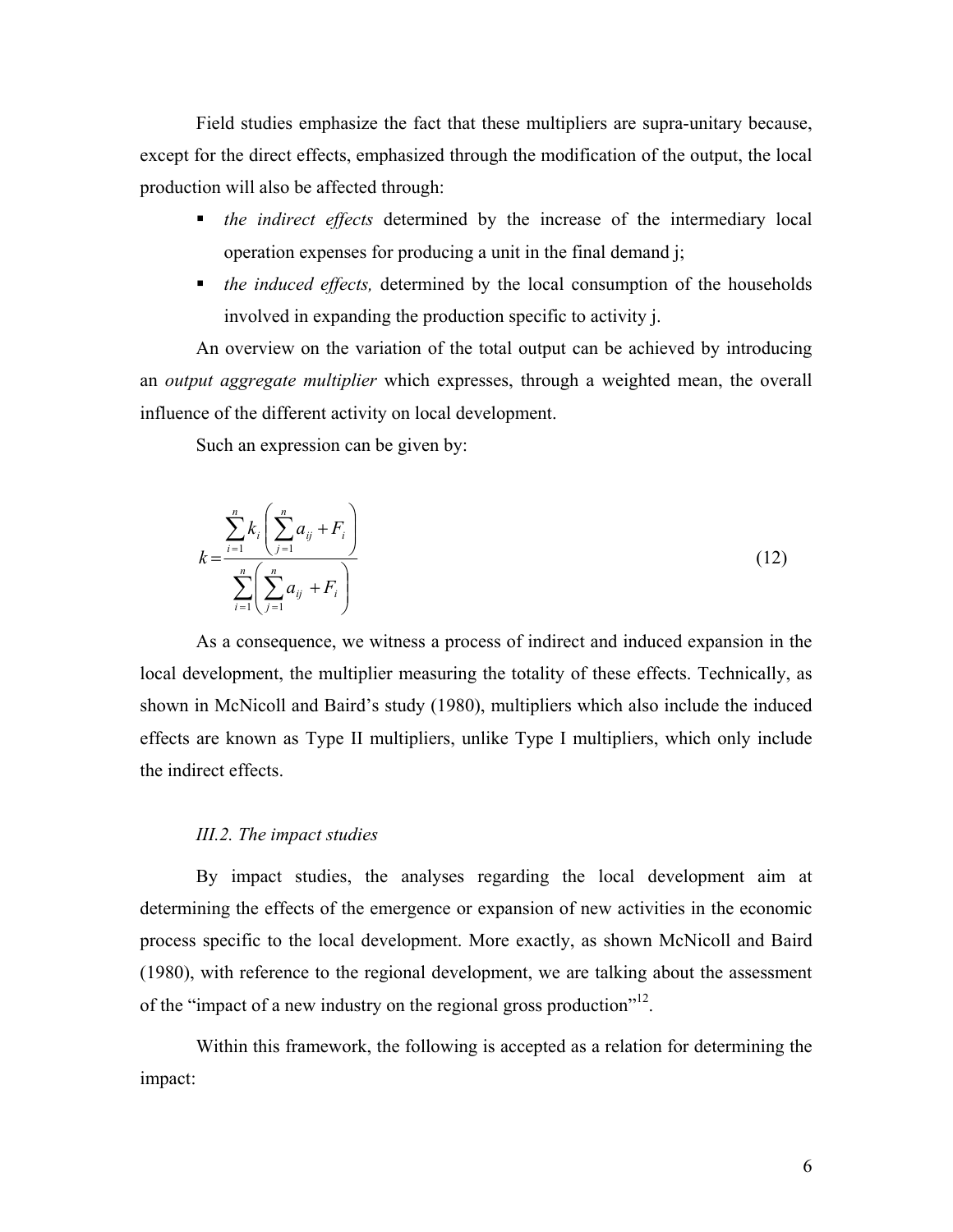Field studies emphasize the fact that these multipliers are supra-unitary because, except for the direct effects, emphasized through the modification of the output, the local production will also be affected through:

- *the indirect effects* determined by the increase of the intermediary local operation expenses for producing a unit in the final demand j;
- *the induced effects,* determined by the local consumption of the households involved in expanding the production specific to activity j.

An overview on the variation of the total output can be achieved by introducing an *output aggregate multiplier* which expresses, through a weighted mean, the overall influence of the different activity on local development.

Such an expression can be given by:

$$k = \frac{\sum_{i=1}^{n} k_i \left( \sum_{j=1}^{n} a_{ij} + F_i \right)}{\sum_{i=1}^{n} \left( \sum_{j=1}^{n} a_{ij} + F_i \right)} \tag{12}$$

As a consequence, we witness a process of indirect and induced expansion in the local development, the multiplier measuring the totality of these effects. Technically, as shown in McNicoll and Baird's study (1980), multipliers which also include the induced effects are known as Type II multipliers, unlike Type I multipliers, which only include the indirect effects.

### *III.2. The impact studies*

By impact studies, the analyses regarding the local development aim at determining the effects of the emergence or expansion of new activities in the economic process specific to the local development. More exactly, as shown McNicoll and Baird (1980), with reference to the regional development, we are talking about the assessment of the "impact of a new industry on the regional gross production"[12].

Within this framework, the following is accepted as a relation for determining the impact: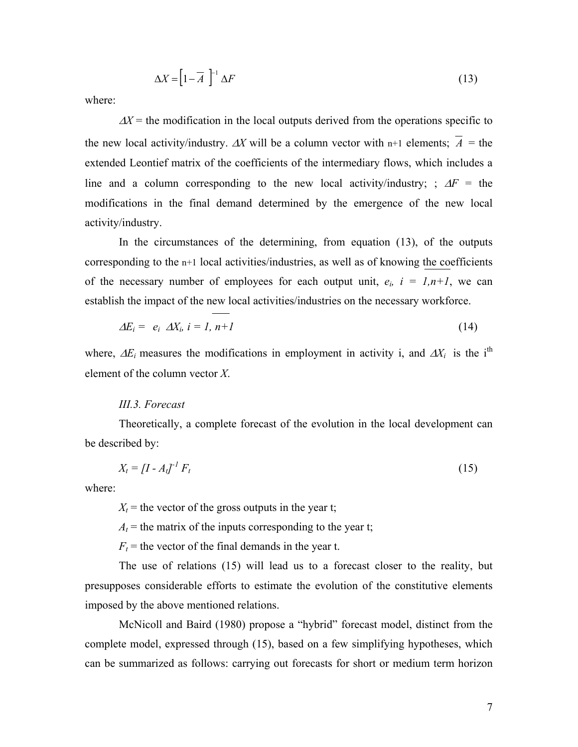$$\Delta X = \left[1 - \overline{A}\ \right]^{-1} \Delta F \tag{13}$$

where:

$\Delta X$ = the modification in the local outputs derived from the operations specific to the new local activity/industry. $\Delta X$ will be a column vector with n+1 elements; $\overline{A}$ = the extended Leontief matrix of the coefficients of the intermediary flows, which includes a line and a column corresponding to the new local activity/industry; ; $\Delta F$ = the modifications in the final demand determined by the emergence of the new local activity/industry.

In the circumstances of the determining, from equation (13), of the outputs corresponding to the n+1 local activities/industries, as well as of knowing the coefficients of the necessary number of employees for each output unit, $e_i$, $i = \overline{1, n+1}$, we can establish the impact of the new local activities/industries on the necessary workforce.

$$\Delta E_i = e_i \ \Delta X_i, \ i = \overline{1, n+1} \tag{14}$$

where, $\Delta E_i$ measures the modifications in employment in activity i, and $\Delta X_i$ is the i[th] element of the column vector $X$.

*III.3. Forecast*

Theoretically, a complete forecast of the evolution in the local development can be described by:

$$X_t = [I - A_t]^{-1} F_t \tag{15}$$

where:

$X_t$ = the vector of the gross outputs in the year t;

$A_t$ = the matrix of the inputs corresponding to the year t;

$F_t$ = the vector of the final demands in the year t.

The use of relations (15) will lead us to a forecast closer to the reality, but presupposes considerable efforts to estimate the evolution of the constitutive elements imposed by the above mentioned relations.

McNicoll and Baird (1980) propose a "hybrid" forecast model, distinct from the complete model, expressed through (15), based on a few simplifying hypotheses, which can be summarized as follows: carrying out forecasts for short or medium term horizon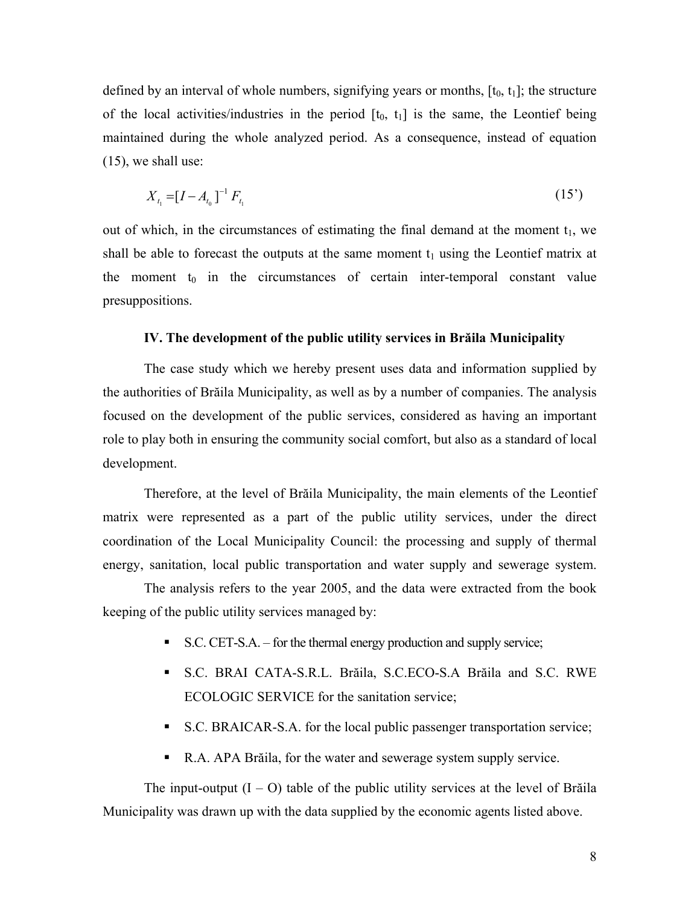defined by an interval of whole numbers, signifying years or months, $[t_0, t_1]$; the structure of the local activities/industries in the period $[t_0, t_1]$ is the same, the Leontief being maintained during the whole analyzed period. As a consequence, instead of equation (15), we shall use:

$$X_{t_1} = [I - A_{t_0}]^{-1} F_{t_1} \tag{15'}$$

out of which, in the circumstances of estimating the final demand at the moment $t_1$, we shall be able to forecast the outputs at the same moment $t_1$ using the Leontief matrix at the moment $t_0$ in the circumstances of certain inter-temporal constant value presuppositions.

### IV. The development of the public utility services in Brăila Municipality

The case study which we hereby present uses data and information supplied by the authorities of Brăila Municipality, as well as by a number of companies. The analysis focused on the development of the public services, considered as having an important role to play both in ensuring the community social comfort, but also as a standard of local development.

Therefore, at the level of Brăila Municipality, the main elements of the Leontief matrix were represented as a part of the public utility services, under the direct coordination of the Local Municipality Council: the processing and supply of thermal energy, sanitation, local public transportation and water supply and sewerage system.

The analysis refers to the year 2005, and the data were extracted from the book keeping of the public utility services managed by:

- S.C. CET-S.A. – for the thermal energy production and supply service;
- S.C. BRAI CATA-S.R.L. Brăila, S.C.ECO-S.A Brăila and S.C. RWE ECOLOGIC SERVICE for the sanitation service;
- S.C. BRAICAR-S.A. for the local public passenger transportation service;
- R.A. APA Brăila, for the water and sewerage system supply service.

The input-output (I – O) table of the public utility services at the level of Brăila Municipality was drawn up with the data supplied by the economic agents listed above.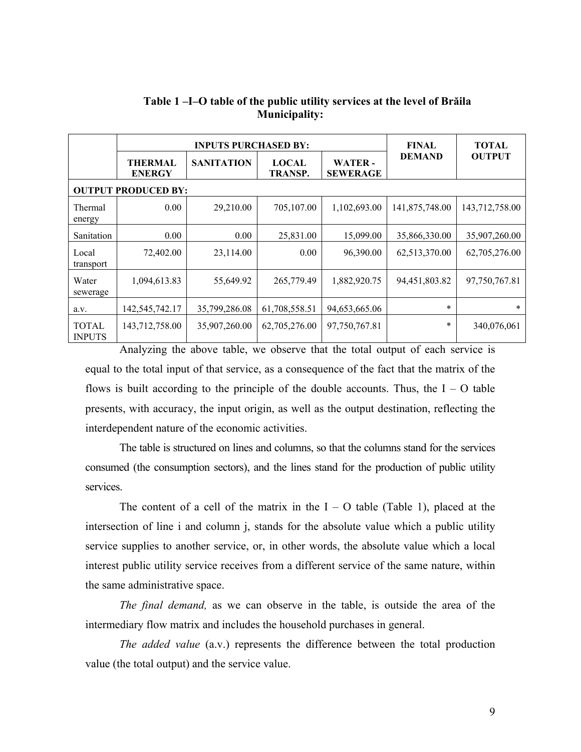**Table 1 –I–O table of the public utility services at the level of Brăila Municipality:**

| | INPUTS PURCHASED BY: | | | | FINAL DEMAND | TOTAL OUTPUT |
|---|---|---|---|---|---|---|
| | THERMAL ENERGY | SANITATION | LOCAL TRANSP. | WATER - SEWERAGE | | |
| OUTPUT PRODUCED BY: | | | | | | |
| Thermal energy | 0.00 | 29,210.00 | 705,107.00 | 1,102,693.00 | 141,875,748.00 | 143,712,758.00 |
| Sanitation | 0.00 | 0.00 | 25,831.00 | 15,099.00 | 35,866,330.00 | 35,907,260.00 |
| Local transport | 72,402.00 | 23,114.00 | 0.00 | 96,390.00 | 62,513,370.00 | 62,705,276.00 |
| Water sewerage | 1,094,613.83 | 55,649.92 | 265,779.49 | 1,882,920.75 | 94,451,803.82 | 97,750,767.81 |
| a.v. | 142,545,742.17 | 35,799,286.08 | 61,708,558.51 | 94,653,665.06 | * | * |
| TOTAL INPUTS | 143,712,758.00 | 35,907,260.00 | 62,705,276.00 | 97,750,767.81 | * | 340,076,061 |

Analyzing the above table, we observe that the total output of each service is equal to the total input of that service, as a consequence of the fact that the matrix of the flows is built according to the principle of the double accounts. Thus, the I – O table presents, with accuracy, the input origin, as well as the output destination, reflecting the interdependent nature of the economic activities.

The table is structured on lines and columns, so that the columns stand for the services consumed (the consumption sectors), and the lines stand for the production of public utility services.

The content of a cell of the matrix in the I – O table (Table 1), placed at the intersection of line i and column j, stands for the absolute value which a public utility service supplies to another service, or, in other words, the absolute value which a local interest public utility service receives from a different service of the same nature, within the same administrative space.

*The final demand,* as we can observe in the table, is outside the area of the intermediary flow matrix and includes the household purchases in general.

*The added value* (a.v.) represents the difference between the total production value (the total output) and the service value.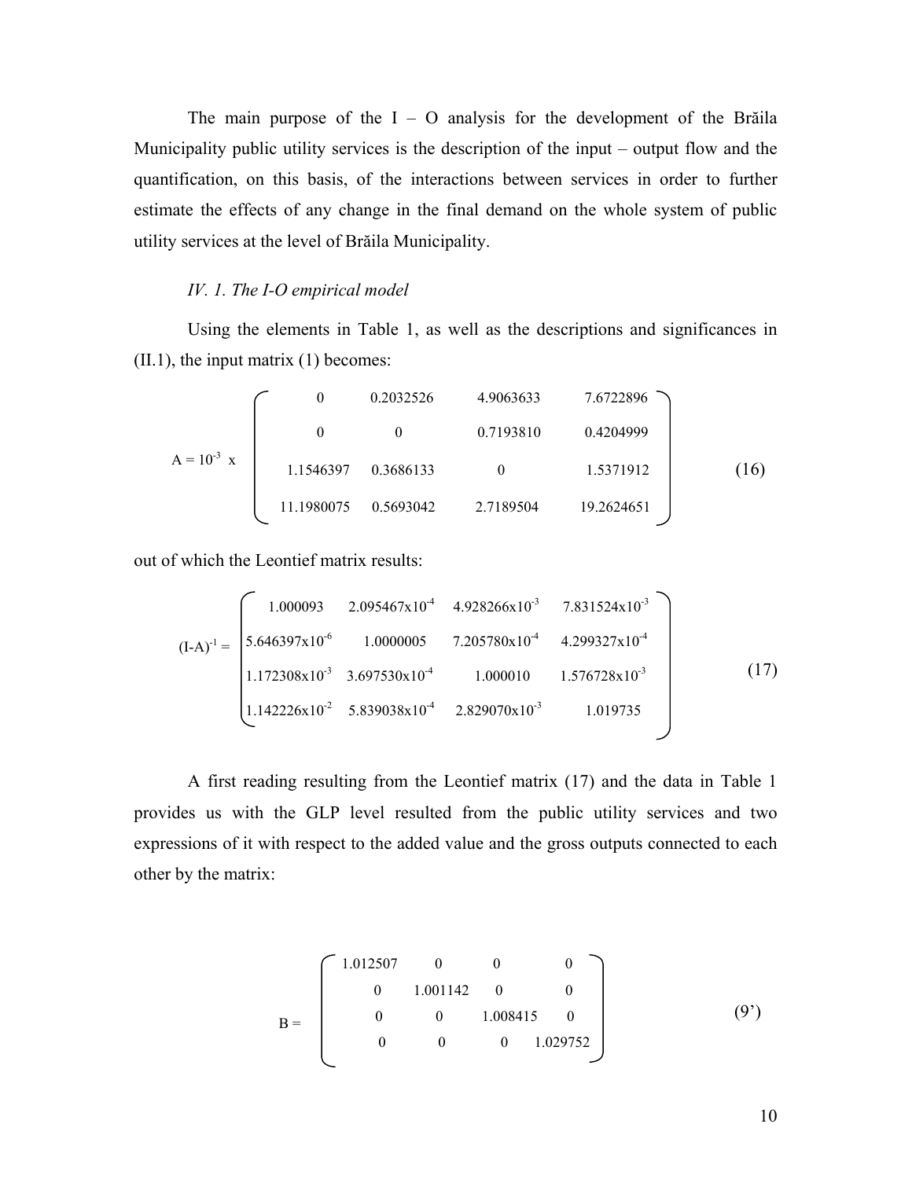The main purpose of the I – O analysis for the development of the Brăila Municipality public utility services is the description of the input – output flow and the quantification, on this basis, of the interactions between services in order to further estimate the effects of any change in the final demand on the whole system of public utility services at the level of Brăila Municipality.

*IV. 1. The I-O empirical model*

Using the elements in Table 1, as well as the descriptions and significances in (II.1), the input matrix (1) becomes:

$$A = 10^{-3} \times \begin{pmatrix} 0 & 0.2032526 & 4.9063633 & 7.6722896 \\ 0 & 0 & 0.7193810 & 0.4204999 \\ 1.1546397 & 0.3686133 & 0 & 1.5371912 \\ 11.1980075 & 0.5693042 & 2.7189504 & 19.2624651 \end{pmatrix} \tag{16}$$

out of which the Leontief matrix results:

$$(I-A)^{-1} = \begin{pmatrix} 1.000093 & 2.095467\text{x}10^{-4} & 4.928266\text{x}10^{-3} & 7.831524\text{x}10^{-3} \\ 5.646397\text{x}10^{-6} & 1.0000005 & 7.205780\text{x}10^{-4} & 4.299327\text{x}10^{-4} \\ 1.172308\text{x}10^{-3} & 3.697530\text{x}10^{-4} & 1.000010 & 1.576728\text{x}10^{-3} \\ 1.142226\text{x}10^{-2} & 5.839038\text{x}10^{-4} & 2.829070\text{x}10^{-3} & 1.019735 \end{pmatrix} \tag{17}$$

A first reading resulting from the Leontief matrix (17) and the data in Table 1 provides us with the GLP level resulted from the public utility services and two expressions of it with respect to the added value and the gross outputs connected to each other by the matrix:

$$B = \begin{pmatrix} 1.012507 & 0 & 0 & 0 \\ 0 & 1.001142 & 0 & 0 \\ 0 & 0 & 1.008415 & 0 \\ 0 & 0 & 0 & 1.029752 \end{pmatrix} \tag{9'}$$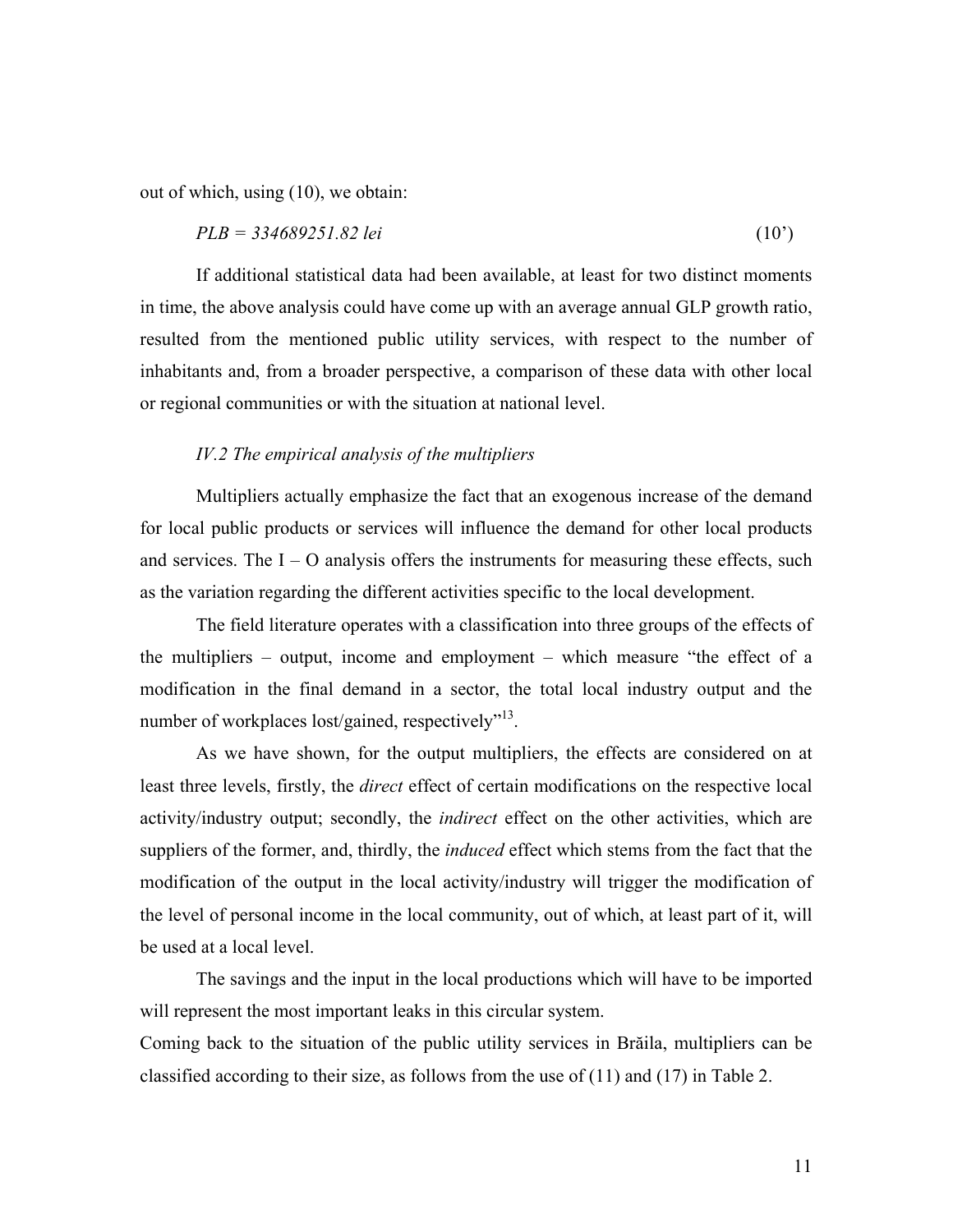out of which, using (10), we obtain:

$$PLB = 334689251.82 \text{ lei} \tag{10'}$$

If additional statistical data had been available, at least for two distinct moments in time, the above analysis could have come up with an average annual GLP growth ratio, resulted from the mentioned public utility services, with respect to the number of inhabitants and, from a broader perspective, a comparison of these data with other local or regional communities or with the situation at national level.

### *IV.2 The empirical analysis of the multipliers*

Multipliers actually emphasize the fact that an exogenous increase of the demand for local public products or services will influence the demand for other local products and services. The I – O analysis offers the instruments for measuring these effects, such as the variation regarding the different activities specific to the local development.

The field literature operates with a classification into three groups of the effects of the multipliers – output, income and employment – which measure "the effect of a modification in the final demand in a sector, the total local industry output and the number of workplaces lost/gained, respectively"[13].

As we have shown, for the output multipliers, the effects are considered on at least three levels, firstly, the *direct* effect of certain modifications on the respective local activity/industry output; secondly, the *indirect* effect on the other activities, which are suppliers of the former, and, thirdly, the *induced* effect which stems from the fact that the modification of the output in the local activity/industry will trigger the modification of the level of personal income in the local community, out of which, at least part of it, will be used at a local level.

The savings and the input in the local productions which will have to be imported will represent the most important leaks in this circular system.

Coming back to the situation of the public utility services in Brăila, multipliers can be classified according to their size, as follows from the use of (11) and (17) in Table 2.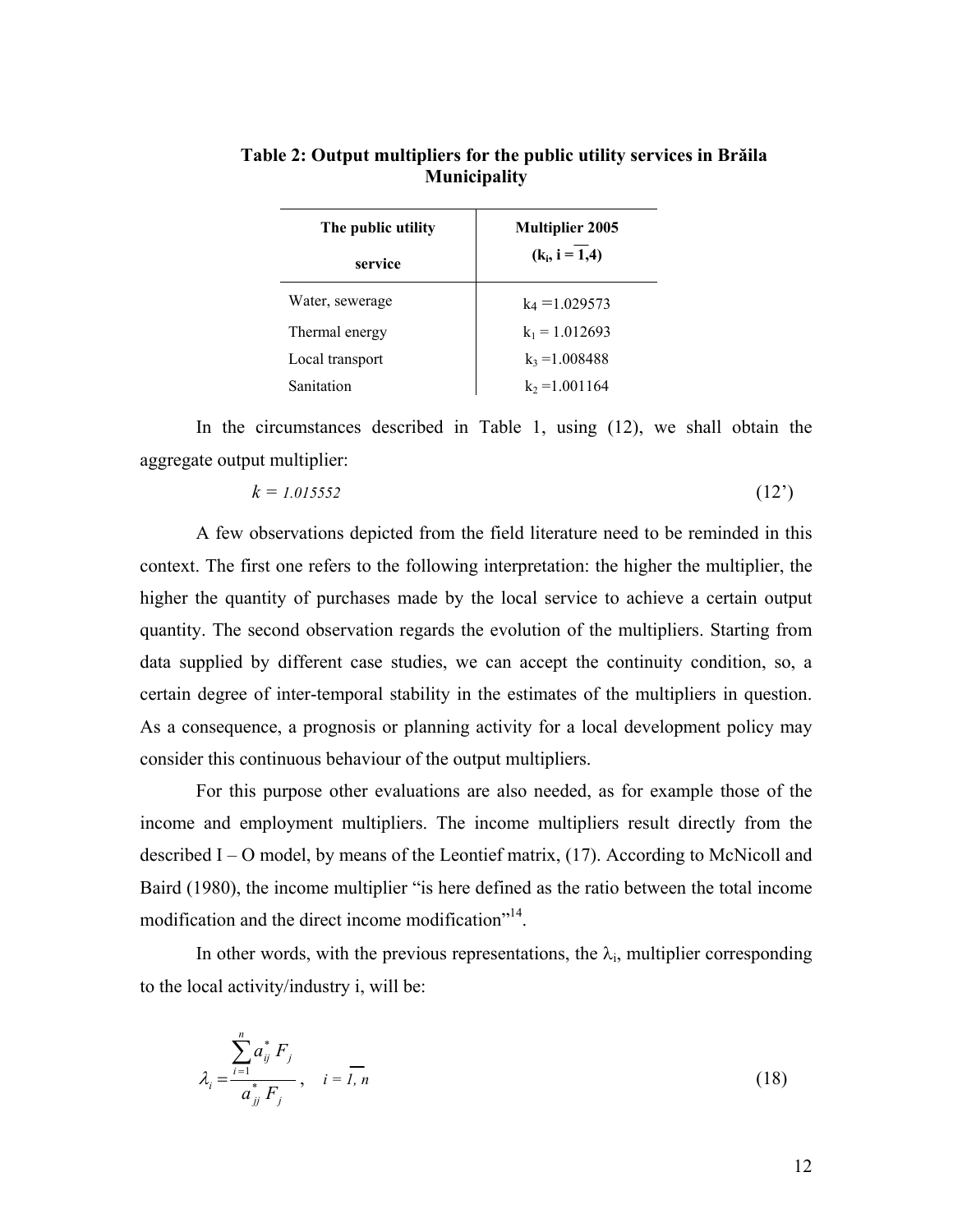**Table 2: Output multipliers for the public utility services in Brăila Municipality**

| The public utility service | Multiplier 2005 ($k_i$, $i = \overline{1,4}$) |
|---|---|
| Water, sewerage | $k_4$ =1.029573 |
| Thermal energy | $k_1$ = 1.012693 |
| Local transport | $k_3$ =1.008488 |
| Sanitation | $k_2$ =1.001164 |

In the circumstances described in Table 1, using (12), we shall obtain the aggregate output multiplier:

$$k = 1.015552 \tag{12'}$$

A few observations depicted from the field literature need to be reminded in this context. The first one refers to the following interpretation: the higher the multiplier, the higher the quantity of purchases made by the local service to achieve a certain output quantity. The second observation regards the evolution of the multipliers. Starting from data supplied by different case studies, we can accept the continuity condition, so, a certain degree of inter-temporal stability in the estimates of the multipliers in question. As a consequence, a prognosis or planning activity for a local development policy may consider this continuous behaviour of the output multipliers.

For this purpose other evaluations are also needed, as for example those of the income and employment multipliers. The income multipliers result directly from the described I – O model, by means of the Leontief matrix, (17). According to McNicoll and Baird (1980), the income multiplier "is here defined as the ratio between the total income modification and the direct income modification"[14].

In other words, with the previous representations, the $\lambda_i$, multiplier corresponding to the local activity/industry i, will be:

$$\lambda_i = \frac{\sum_{i=1}^{n} a_{ij}^{*} F_j}{a_{jj}^{*} F_j}, \quad i = \overline{1, n} \tag{18}$$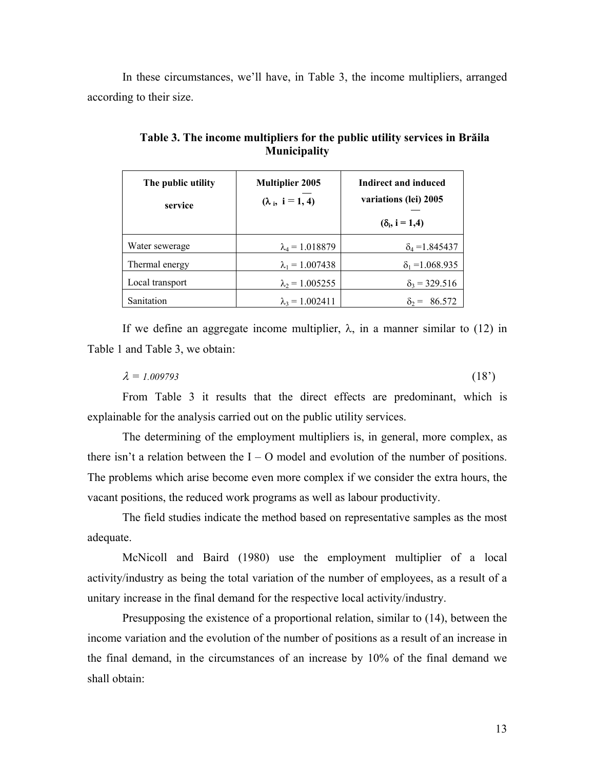In these circumstances, we'll have, in Table 3, the income multipliers, arranged according to their size.

**Table 3. The income multipliers for the public utility services in Brăila Municipality**

| The public utility service | Multiplier 2005 ($\lambda_i$, $i = \overline{1, 4}$) | Indirect and induced variations (lei) 2005 ($\delta_i$, $i = \overline{1,4}$) |
|---|---|---|
| Water sewerage | $\lambda_4$ = 1.018879 | $\delta_4$ =1.845437 |
| Thermal energy | $\lambda_1$ = 1.007438 | $\delta_1$ =1.068.935 |
| Local transport | $\lambda_2$ = 1.005255 | $\delta_3$ = 329.516 |
| Sanitation | $\lambda_3$ = 1.002411 | $\delta_2$ = 86.572 |

If we define an aggregate income multiplier, $\lambda$, in a manner similar to (12) in Table 1 and Table 3, we obtain:

$$\lambda = 1.009793 \qquad (18')$$

From Table 3 it results that the direct effects are predominant, which is explainable for the analysis carried out on the public utility services.

The determining of the employment multipliers is, in general, more complex, as there isn't a relation between the I – O model and evolution of the number of positions. The problems which arise become even more complex if we consider the extra hours, the vacant positions, the reduced work programs as well as labour productivity.

The field studies indicate the method based on representative samples as the most adequate.

McNicoll and Baird (1980) use the employment multiplier of a local activity/industry as being the total variation of the number of employees, as a result of a unitary increase in the final demand for the respective local activity/industry.

Presupposing the existence of a proportional relation, similar to (14), between the income variation and the evolution of the number of positions as a result of an increase in the final demand, in the circumstances of an increase by 10% of the final demand we shall obtain: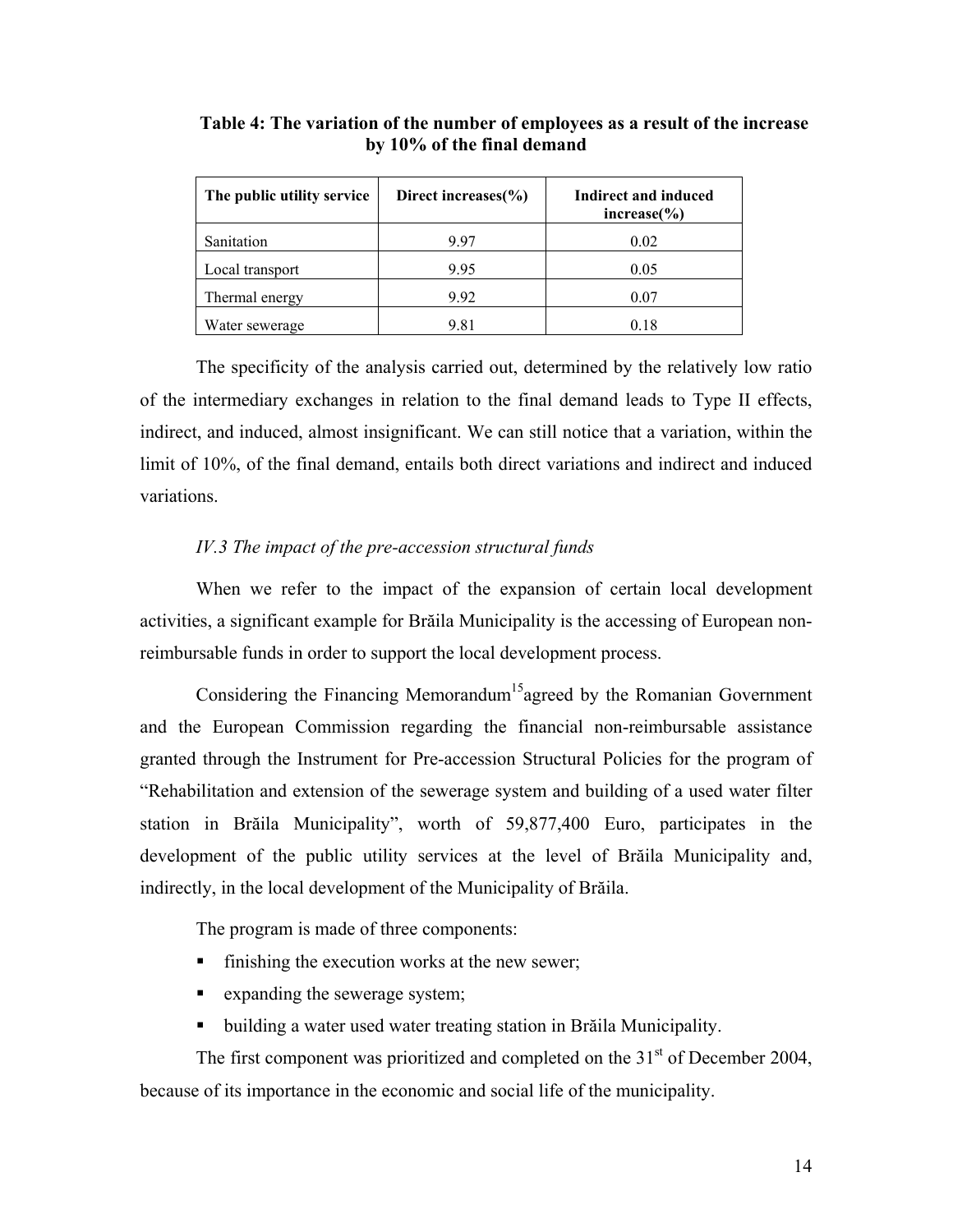**Table 4: The variation of the number of employees as a result of the increase by 10% of the final demand**

| The public utility service | Direct increases(%) | Indirect and induced increase(%) |
|---|---|---|
| Sanitation | 9.97 | 0.02 |
| Local transport | 9.95 | 0.05 |
| Thermal energy | 9.92 | 0.07 |
| Water sewerage | 9.81 | 0.18 |

The specificity of the analysis carried out, determined by the relatively low ratio of the intermediary exchanges in relation to the final demand leads to Type II effects, indirect, and induced, almost insignificant. We can still notice that a variation, within the limit of 10%, of the final demand, entails both direct variations and indirect and induced variations.

### *IV.3 The impact of the pre-accession structural funds*

When we refer to the impact of the expansion of certain local development activities, a significant example for Brăila Municipality is the accessing of European non-reimbursable funds in order to support the local development process.

Considering the Financing Memorandum[15]agreed by the Romanian Government and the European Commission regarding the financial non-reimbursable assistance granted through the Instrument for Pre-accession Structural Policies for the program of "Rehabilitation and extension of the sewerage system and building of a used water filter station in Brăila Municipality", worth of 59,877,400 Euro, participates in the development of the public utility services at the level of Brăila Municipality and, indirectly, in the local development of the Municipality of Brăila.

The program is made of three components:

- finishing the execution works at the new sewer;
- expanding the sewerage system;
- building a water used water treating station in Brăila Municipality.

The first component was prioritized and completed on the 31st of December 2004, because of its importance in the economic and social life of the municipality.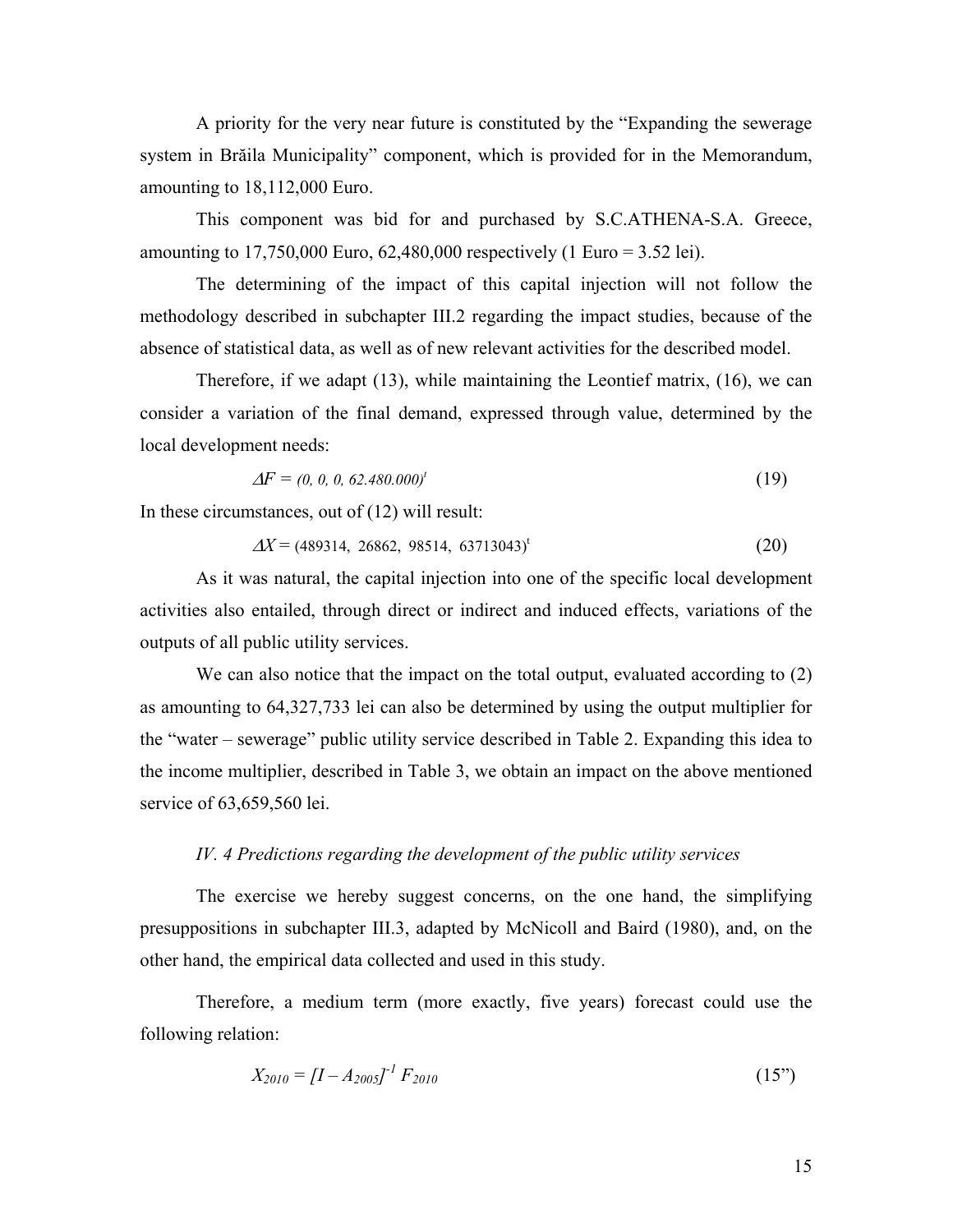A priority for the very near future is constituted by the "Expanding the sewerage system in Brăila Municipality" component, which is provided for in the Memorandum, amounting to 18,112,000 Euro.

This component was bid for and purchased by S.C.ATHENA-S.A. Greece, amounting to 17,750,000 Euro, 62,480,000 respectively (1 Euro = 3.52 lei).

The determining of the impact of this capital injection will not follow the methodology described in subchapter III.2 regarding the impact studies, because of the absence of statistical data, as well as of new relevant activities for the described model.

Therefore, if we adapt (13), while maintaining the Leontief matrix, (16), we can consider a variation of the final demand, expressed through value, determined by the local development needs:

$$\Delta F = (0,\ 0,\ 0,\ 62.480.000)^t \tag{19}$$

In these circumstances, out of (12) will result:

$$\Delta X = (489314,\ 26862,\ 98514,\ 63713043)^t \tag{20}$$

As it was natural, the capital injection into one of the specific local development activities also entailed, through direct or indirect and induced effects, variations of the outputs of all public utility services.

We can also notice that the impact on the total output, evaluated according to (2) as amounting to 64,327,733 lei can also be determined by using the output multiplier for the "water – sewerage" public utility service described in Table 2. Expanding this idea to the income multiplier, described in Table 3, we obtain an impact on the above mentioned service of 63,659,560 lei.

### *IV. 4 Predictions regarding the development of the public utility services*

The exercise we hereby suggest concerns, on the one hand, the simplifying presuppositions in subchapter III.3, adapted by McNicoll and Baird (1980), and, on the other hand, the empirical data collected and used in this study.

Therefore, a medium term (more exactly, five years) forecast could use the following relation:

$$X_{2010} = [I - A_{2005}]^{-1} F_{2010} \tag{15''}$$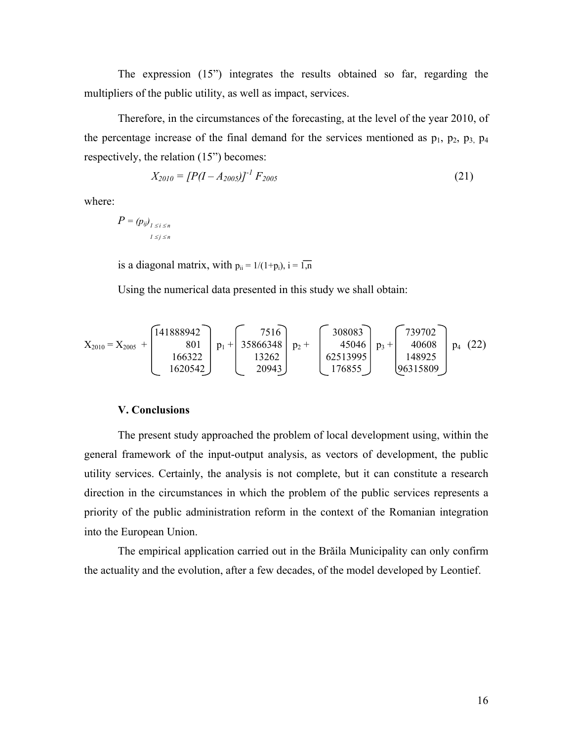The expression (15”) integrates the results obtained so far, regarding the multipliers of the public utility, as well as impact, services.

Therefore, in the circumstances of the forecasting, at the level of the year 2010, of the percentage increase of the final demand for the services mentioned as $p_1$, $p_2$, $p_3$, $p_4$ respectively, the relation (15”) becomes:

$$X_{2010} = [P(I - A_{2005})]^{-1} F_{2005} \tag{21}$$

where:

$$P = (p_{ij})_{\substack{1 \le i \le n \\ 1 \le j \le n}}$$

is a diagonal matrix, with $p_{ii} = 1/(1+p_i)$, $i = \overline{1,n}$

Using the numerical data presented in this study we shall obtain:

$$X_{2010} = X_{2005} + \begin{pmatrix} 141888942 \\ 801 \\ 166322 \\ 1620542 \end{pmatrix} p_1 + \begin{pmatrix} 7516 \\ 35866348 \\ 13262 \\ 20943 \end{pmatrix} p_2 + \begin{pmatrix} 308083 \\ 45046 \\ 62513995 \\ 176855 \end{pmatrix} p_3 + \begin{pmatrix} 739702 \\ 40608 \\ 148925 \\ 96315809 \end{pmatrix} p_4 \tag{22}$$

### V. Conclusions

The present study approached the problem of local development using, within the general framework of the input-output analysis, as vectors of development, the public utility services. Certainly, the analysis is not complete, but it can constitute a research direction in the circumstances in which the problem of the public services represents a priority of the public administration reform in the context of the Romanian integration into the European Union.

The empirical application carried out in the Brăila Municipality can only confirm the actuality and the evolution, after a few decades, of the model developed by Leontief.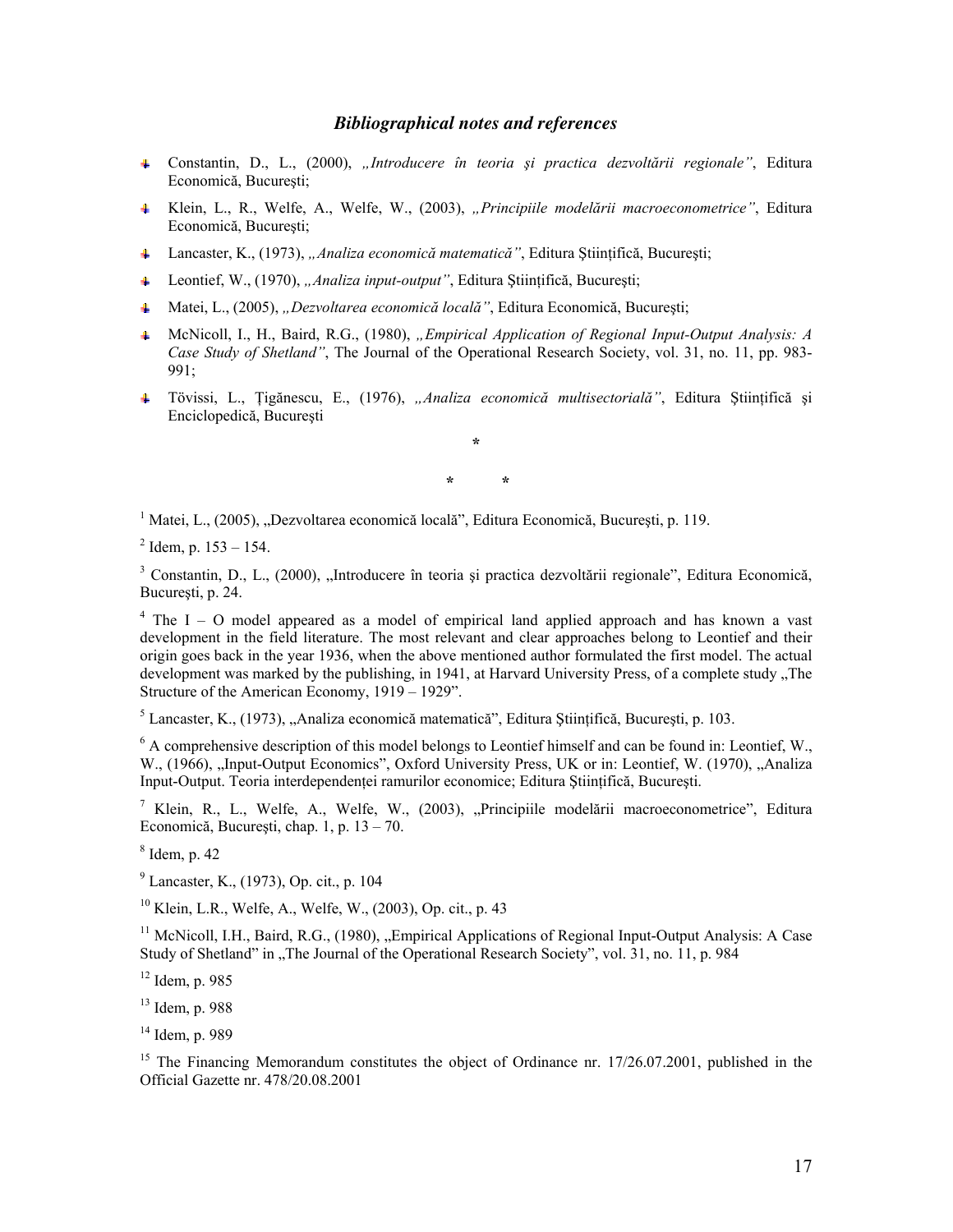### *Bibliographical notes and references*

- Constantin, D., L., (2000), *„Introducere în teoria şi practica dezvoltării regionale"*, Editura Economică, Bucureşti;
- Klein, L., R., Welfe, A., Welfe, W., (2003), *„Principiile modelării macroeconometrice"*, Editura Economică, Bucureşti;
- Lancaster, K., (1973), *„Analiza economică matematică"*, Editura Ştiinţifică, Bucureşti;
- Leontief, W., (1970), *„Analiza input-output"*, Editura Ştiinţifică, Bucureşti;
- Matei, L., (2005), *„Dezvoltarea economică locală"*, Editura Economică, Bucureşti;
- McNicoll, I., H., Baird, R.G., (1980), *„Empirical Application of Regional Input-Output Analysis: A Case Study of Shetland"*, The Journal of the Operational Research Society, vol. 31, no. 11, pp. 983-991;
- Tövissi, L., Ţigănescu, E., (1976), *„Analiza economică multisectorială"*, Editura Ştiinţifică şi Enciclopedică, Bucureşti

*

\* \*

[1] Matei, L., (2005), „Dezvoltarea economică locală", Editura Economică, Bucureşti, p. 119.

[2] Idem, p. 153 – 154.

[3] Constantin, D., L., (2000), „Introducere în teoria şi practica dezvoltării regionale", Editura Economică, Bucureşti, p. 24.

[4] The I – O model appeared as a model of empirical land applied approach and has known a vast development in the field literature. The most relevant and clear approaches belong to Leontief and their origin goes back in the year 1936, when the above mentioned author formulated the first model. The actual development was marked by the publishing, in 1941, at Harvard University Press, of a complete study „The Structure of the American Economy, 1919 – 1929".

[5] Lancaster, K., (1973), „Analiza economică matematică", Editura Ştiinţifică, Bucureşti, p. 103.

[6] A comprehensive description of this model belongs to Leontief himself and can be found in: Leontief, W., W., (1966), „Input-Output Economics", Oxford University Press, UK or in: Leontief, W. (1970), „Analiza Input-Output. Teoria interdependenţei ramurilor economice; Editura Ştiinţifică, Bucureşti.

[7] Klein, R., L., Welfe, A., Welfe, W., (2003), „Principiile modelării macroeconometrice", Editura Economică, Bucureşti, chap. 1, p. 13 – 70.

[8] Idem, p. 42

[9] Lancaster, K., (1973), Op. cit., p. 104

[10] Klein, L.R., Welfe, A., Welfe, W., (2003), Op. cit., p. 43

[11] McNicoll, I.H., Baird, R.G., (1980), „Empirical Applications of Regional Input-Output Analysis: A Case Study of Shetland" in „The Journal of the Operational Research Society", vol. 31, no. 11, p. 984

[12] Idem, p. 985

[13] Idem, p. 988

[14] Idem, p. 989

[15] The Financing Memorandum constitutes the object of Ordinance nr. 17/26.07.2001, published in the Official Gazette nr. 478/20.08.2001